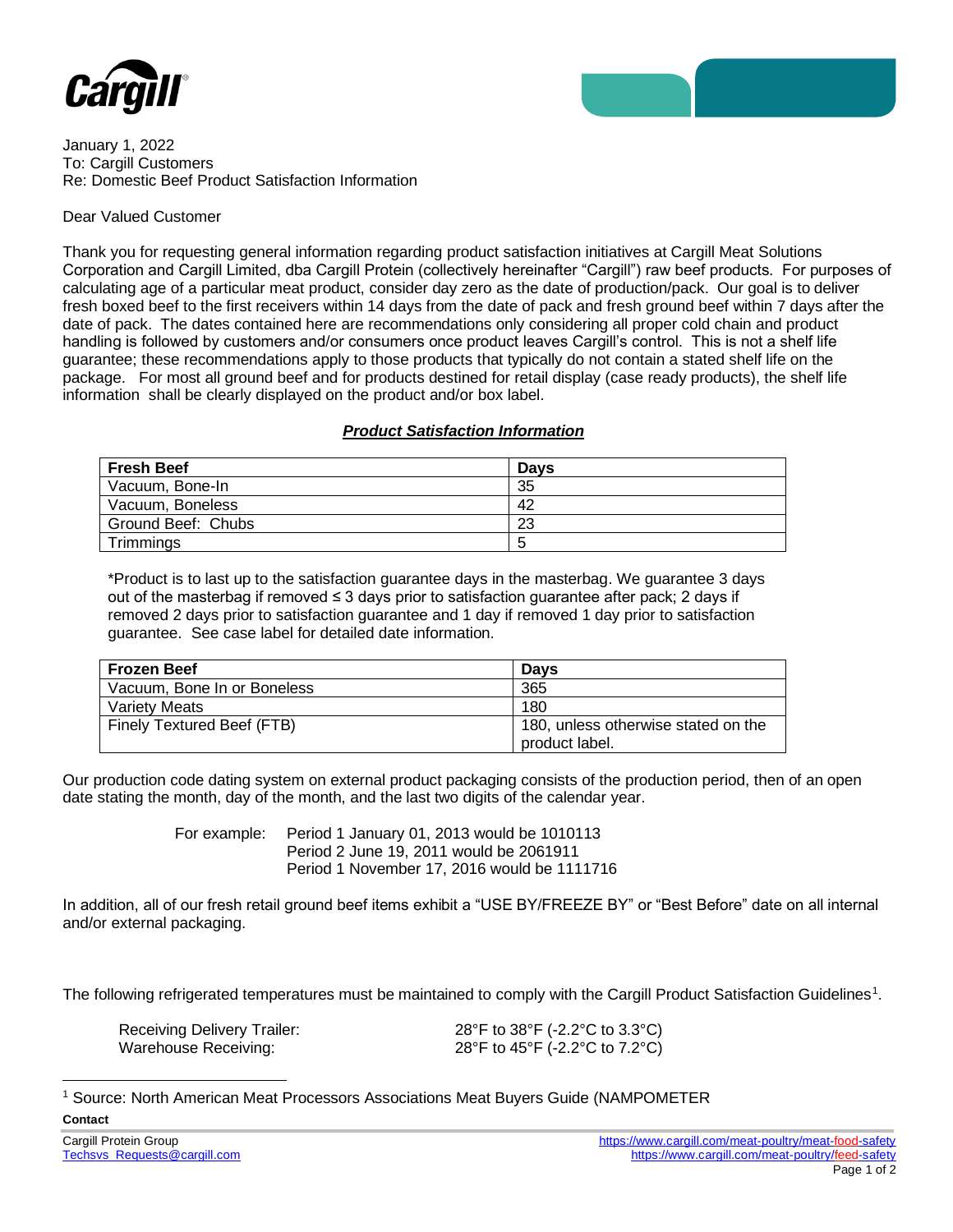January 1, 2022
To: Cargill Customers
Re: Domestic Beef Product Satisfaction Information

Dear Valued Customer

Thank you for requesting general information regarding product satisfaction initiatives at Cargill Meat Solutions Corporation and Cargill Limited, dba Cargill Protein (collectively hereinafter "Cargill") raw beef products. For purposes of calculating age of a particular meat product, consider day zero as the date of production/pack. Our goal is to deliver fresh boxed beef to the first receivers within 14 days from the date of pack and fresh ground beef within 7 days after the date of pack. The dates contained here are recommendations only considering all proper cold chain and product handling is followed by customers and/or consumers once product leaves Cargill's control. This is not a shelf life guarantee; these recommendations apply to those products that typically do not contain a stated shelf life on the package. For most all ground beef and for products destined for retail display (case ready products), the shelf life information shall be clearly displayed on the product and/or box label.

***Product Satisfaction Information***

| Fresh Beef | Days |
| --- | --- |
| Vacuum, Bone-In | 35 |
| Vacuum, Boneless | 42 |
| Ground Beef: Chubs | 23 |
| Trimmings | 5 |

*Product is to last up to the satisfaction guarantee days in the masterbag. We guarantee 3 days out of the masterbag if removed ≤ 3 days prior to satisfaction guarantee after pack; 2 days if removed 2 days prior to satisfaction guarantee and 1 day if removed 1 day prior to satisfaction guarantee. See case label for detailed date information.

| Frozen Beef | Days |
| --- | --- |
| Vacuum, Bone In or Boneless | 365 |
| Variety Meats | 180 |
| Finely Textured Beef (FTB) | 180, unless otherwise stated on the product label. |

Our production code dating system on external product packaging consists of the production period, then of an open date stating the month, day of the month, and the last two digits of the calendar year.

For example: Period 1 January 01, 2013 would be 1010113
Period 2 June 19, 2011 would be 2061911
Period 1 November 17, 2016 would be 1111716

In addition, all of our fresh retail ground beef items exhibit a "USE BY/FREEZE BY" or "Best Before" date on all internal and/or external packaging.

The following refrigerated temperatures must be maintained to comply with the Cargill Product Satisfaction Guidelines[1].

| | |
| --- | --- |
| Receiving Delivery Trailer: | 28°F to 38°F (-2.2°C to 3.3°C) |
| Warehouse Receiving: | 28°F to 45°F (-2.2°C to 7.2°C) |

[1] Source: North American Meat Processors Associations Meat Buyers Guide (NAMPOMETER

**Contact**

Cargill Protein Group
Techsvs_Requests@cargill.com

https://www.cargill.com/meat-poultry/meat-food-safety
https://www.cargill.com/meat-poultry/feed-safety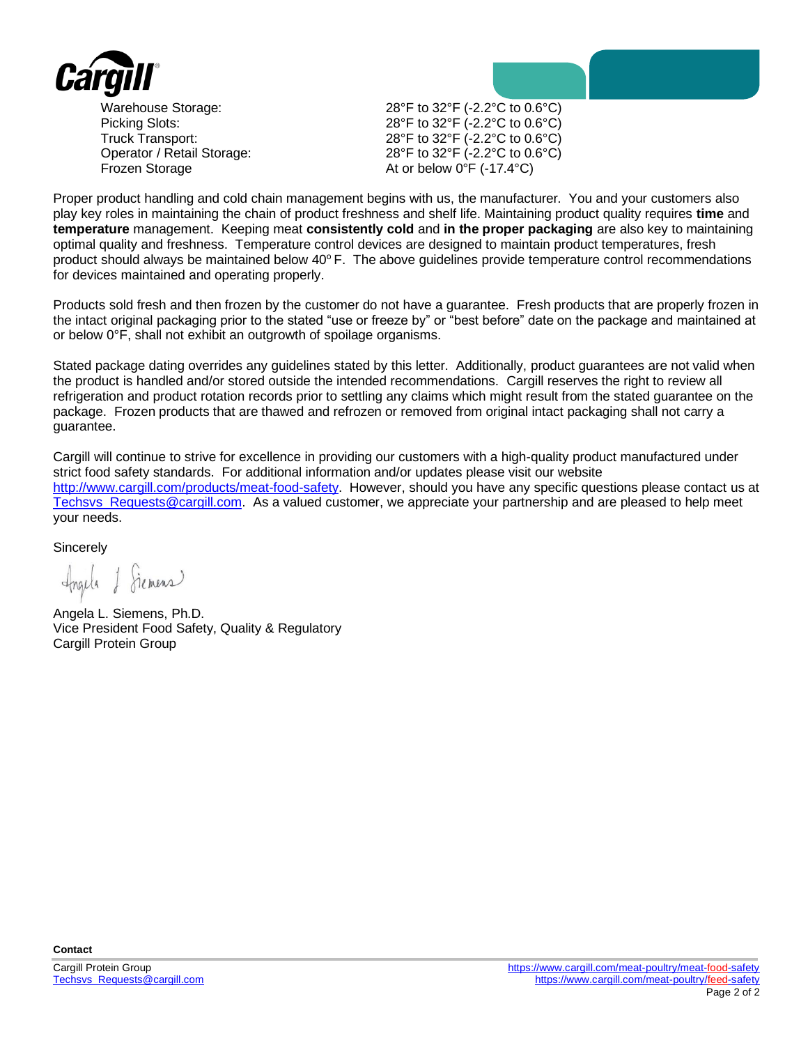| | |
|---|---|
| Warehouse Storage: | 28°F to 32°F (-2.2°C to 0.6°C) |
| Picking Slots: | 28°F to 32°F (-2.2°C to 0.6°C) |
| Truck Transport: | 28°F to 32°F (-2.2°C to 0.6°C) |
| Operator / Retail Storage: | 28°F to 32°F (-2.2°C to 0.6°C) |
| Frozen Storage | At or below 0°F (-17.4°C) |

Proper product handling and cold chain management begins with us, the manufacturer. You and your customers also play key roles in maintaining the chain of product freshness and shelf life. Maintaining product quality requires **time** and **temperature** management. Keeping meat **consistently cold** and **in the proper packaging** are also key to maintaining optimal quality and freshness. Temperature control devices are designed to maintain product temperatures, fresh product should always be maintained below 40° F. The above guidelines provide temperature control recommendations for devices maintained and operating properly.

Products sold fresh and then frozen by the customer do not have a guarantee. Fresh products that are properly frozen in the intact original packaging prior to the stated "use or freeze by" or "best before" date on the package and maintained at or below 0°F, shall not exhibit an outgrowth of spoilage organisms.

Stated package dating overrides any guidelines stated by this letter. Additionally, product guarantees are not valid when the product is handled and/or stored outside the intended recommendations. Cargill reserves the right to review all refrigeration and product rotation records prior to settling any claims which might result from the stated guarantee on the package. Frozen products that are thawed and refrozen or removed from original intact packaging shall not carry a guarantee.

Cargill will continue to strive for excellence in providing our customers with a high-quality product manufactured under strict food safety standards. For additional information and/or updates please visit our website http://www.cargill.com/products/meat-food-safety. However, should you have any specific questions please contact us at Techsvs_Requests@cargill.com. As a valued customer, we appreciate your partnership and are pleased to help meet your needs.

Sincerely

Angela L. Siemens, Ph.D.
Vice President Food Safety, Quality & Regulatory
Cargill Protein Group

**Contact**

Cargill Protein Group
Techsvs_Requests@cargill.com

https://www.cargill.com/meat-poultry/meat-food-safety
https://www.cargill.com/meat-poultry/feed-safety